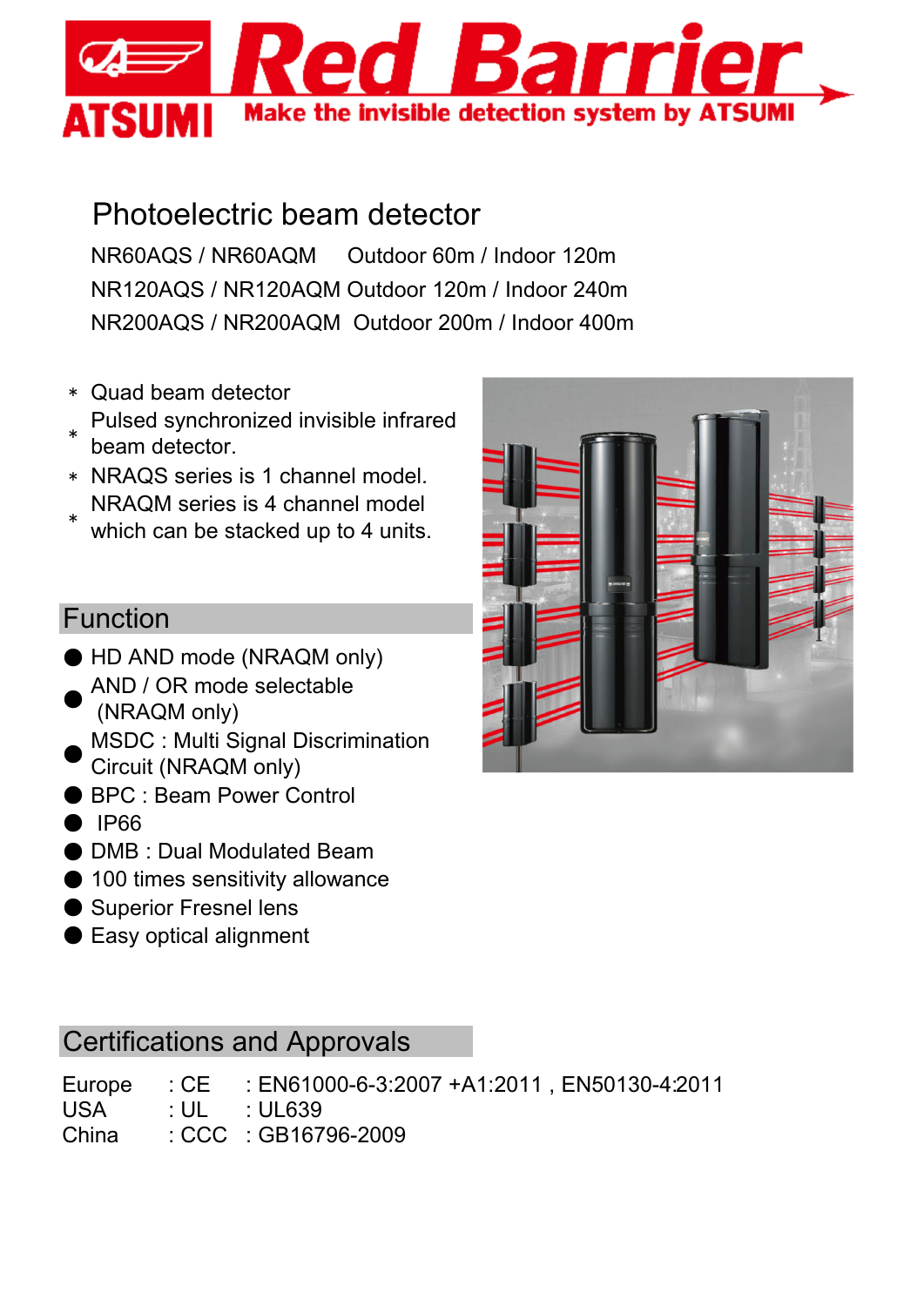# Red Barrier

ATSUMI

Make the invisible detection system by ATSUMI

## Photoelectric beam detector

NR60AQS / NR60AQM Outdoor 60m / Indoor 120m

NR120AQS / NR120AQM Outdoor 120m / Indoor 240m

NR200AQS / NR200AQM Outdoor 200m / Indoor 400m

- * Quad beam detector
- * Pulsed synchronized invisible infrared beam detector.
- * NRAQS series is 1 channel model.
- * NRAQM series is 4 channel model which can be stacked up to 4 units.

## Function

- HD AND mode (NRAQM only)
- AND / OR mode selectable (NRAQM only)
- MSDC : Multi Signal Discrimination Circuit (NRAQM only)
- BPC : Beam Power Control
- IP66
- DMB : Dual Modulated Beam
- 100 times sensitivity allowance
- Superior Fresnel lens
- Easy optical alignment

## Certifications and Approvals

| | | |
|---|---|---|
| Europe | : CE | : EN61000-6-3:2007 +A1:2011 , EN50130-4:2011 |
| USA | : UL | : UL639 |
| China | : CCC | : GB16796-2009 |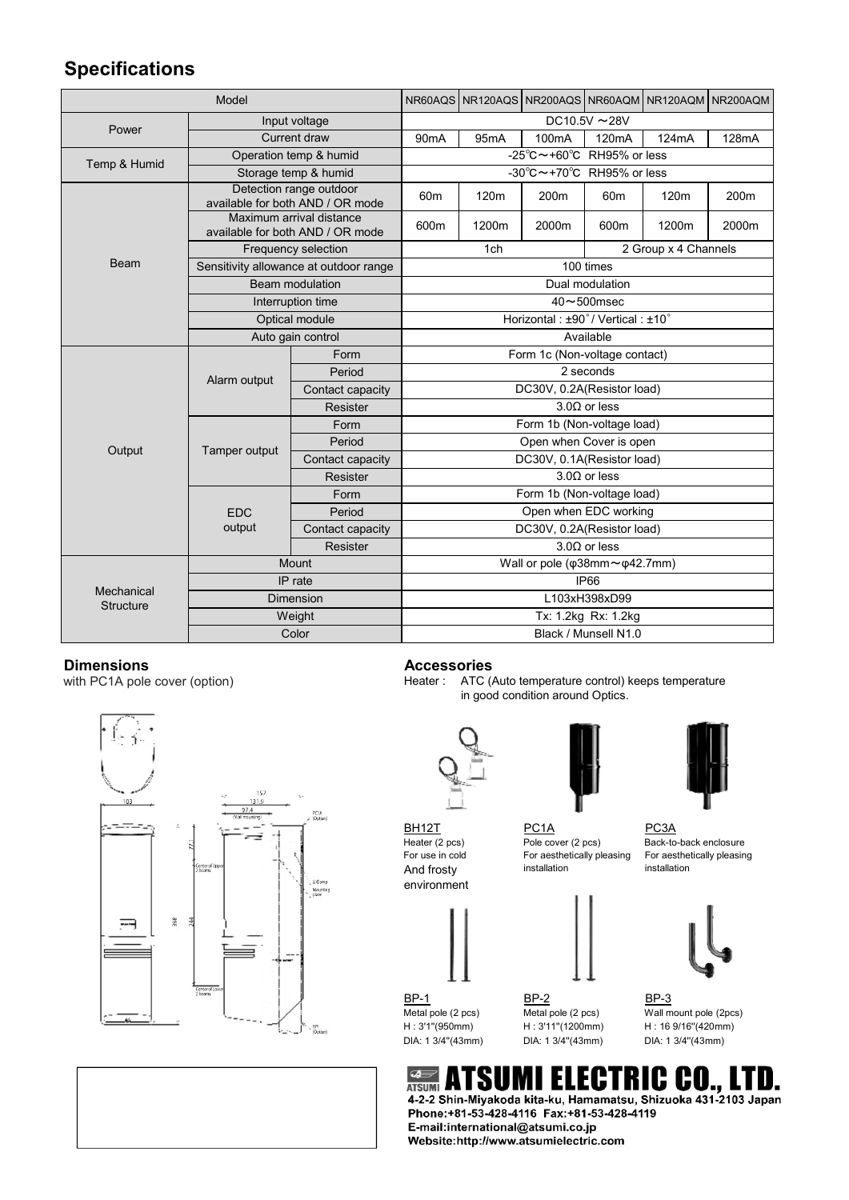## Specifications

| Model | | | NR60AQS | NR120AQS | NR200AQS | NR60AQM | NR120AQM | NR200AQM |
|---|---|---|---|---|---|---|---|---|
| Power | Input voltage | | DC10.5V ～28V | | | | | |
| | Current draw | | 90mA | 95mA | 100mA | 120mA | 124mA | 128mA |
| Temp & Humid | Operation temp & humid | | -25℃～+60℃ RH95% or less | | | | | |
| | Storage temp & humid | | -30℃～+70℃ RH95% or less | | | | | |
| Beam | Detection range outdoor available for both AND / OR mode | | 60m | 120m | 200m | 60m | 120m | 200m |
| | Maximum arrival distance available for both AND / OR mode | | 600m | 1200m | 2000m | 600m | 1200m | 2000m |
| | Frequency selection | | 1ch | | | 2 Group x 4 Channels | | |
| | Sensitivity allowance at outdoor range | | 100 times | | | | | |
| | Beam modulation | | Dual modulation | | | | | |
| | Interruption time | | 40～500msec | | | | | |
| | Optical module | | Horizontal : ±90˚/ Vertical : ±10˚ | | | | | |
| | Auto gain control | | Available | | | | | |
| Output | Alarm output | Form | Form 1c (Non-voltage contact) | | | | | |
| | | Period | 2 seconds | | | | | |
| | | Contact capacity | DC30V, 0.2A(Resistor load) | | | | | |
| | | Resister | 3.0Ω or less | | | | | |
| | Tamper output | Form | Form 1b (Non-voltage load) | | | | | |
| | | Period | Open when Cover is open | | | | | |
| | | Contact capacity | DC30V, 0.1A(Resistor load) | | | | | |
| | | Resister | 3.0Ω or less | | | | | |
| | EDC output | Form | Form 1b (Non-voltage load) | | | | | |
| | | Period | Open when EDC working | | | | | |
| | | Contact capacity | DC30V, 0.2A(Resistor load) | | | | | |
| | | Resister | 3.0Ω or less | | | | | |
| Mechanical Structure | Mount | | Wall or pole (φ38mm～φ42.7mm) | | | | | |
| | IP rate | | IP66 | | | | | |
| | Dimension | | L103xH398xD99 | | | | | |
| | Weight | | Tx: 1.2kg Rx: 1.2kg | | | | | |
| | Color | | Black / Munsell N1.0 | | | | | |

### Dimensions

with PC1A pole cover (option)

103
157
131.9
97.4
(Wall mounting)
PC1A (Option)
77.1
Center of Upper 2 beams
U-Clamp Mounting plate
398
244
Center of Lower 2 beams
BP1 (Option)

### Accessories

Heater : ATC (Auto temperature control) keeps temperature in good condition around Optics.

BH12T
Heater (2 pcs)
For use in cold And frosty environment

PC1A
Pole cover (2 pcs)
For aesthetically pleasing installation

PC3A
Back-to-back enclosure
For aesthetically pleasing installation

BP-1
Metal pole (2 pcs)
H : 3'1"(950mm)
DIA: 1 3/4"(43mm)

BP-2
Metal pole (2 pcs)
H : 3'11"(1200mm)
DIA: 1 3/4"(43mm)

BP-3
Wall mount pole (2pcs)
H : 16 9/16"(420mm)
DIA: 1 3/4"(43mm)

**ATSUMI ELECTRIC CO., LTD.**
4-2-2 Shin-Miyakoda kita-ku, Hamamatsu, Shizuoka 431-2103 Japan
Phone:+81-53-428-4116 Fax:+81-53-428-4119
E-mail:international@atsumi.co.jp
Website:http://www.atsumielectric.com